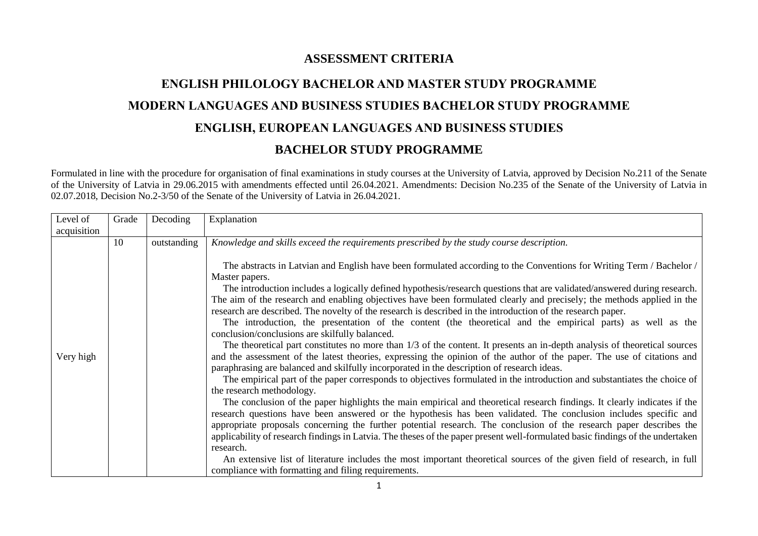# ASSESSMENT CRITERIA

## ENGLISH PHILOLOGY BACHELOR AND MASTER STUDY PROGRAMME

## MODERN LANGUAGES AND BUSINESS STUDIES BACHELOR STUDY PROGRAMME

## ENGLISH, EUROPEAN LANGUAGES AND BUSINESS STUDIES

## BACHELOR STUDY PROGRAMME

Formulated in line with the procedure for organisation of final examinations in study courses at the University of Latvia, approved by Decision No.211 of the Senate of the University of Latvia in 29.06.2015 with amendments effected until 26.04.2021. Amendments: Decision No.235 of the Senate of the University of Latvia in 02.07.2018, Decision No.2-3/50 of the Senate of the University of Latvia in 26.04.2021.

| Level of acquisition | Grade | Decoding | Explanation |
|---|---|---|---|
| Very high | 10 | outstanding | *Knowledge and skills exceed the requirements prescribed by the study course description.*<br><br>The abstracts in Latvian and English have been formulated according to the Conventions for Writing Term / Bachelor / Master papers.<br>The introduction includes a logically defined hypothesis/research questions that are validated/answered during research. The aim of the research and enabling objectives have been formulated clearly and precisely; the methods applied in the research are described. The novelty of the research is described in the introduction of the research paper.<br>The introduction, the presentation of the content (the theoretical and the empirical parts) as well as the conclusion/conclusions are skilfully balanced.<br>The theoretical part constitutes no more than 1/3 of the content. It presents an in-depth analysis of theoretical sources and the assessment of the latest theories, expressing the opinion of the author of the paper. The use of citations and paraphrasing are balanced and skilfully incorporated in the description of research ideas.<br>The empirical part of the paper corresponds to objectives formulated in the introduction and substantiates the choice of the research methodology.<br>The conclusion of the paper highlights the main empirical and theoretical research findings. It clearly indicates if the research questions have been answered or the hypothesis has been validated. The conclusion includes specific and appropriate proposals concerning the further potential research. The conclusion of the research paper describes the applicability of research findings in Latvia. The theses of the paper present well-formulated basic findings of the undertaken research.<br>An extensive list of literature includes the most important theoretical sources of the given field of research, in full compliance with formatting and filing requirements. |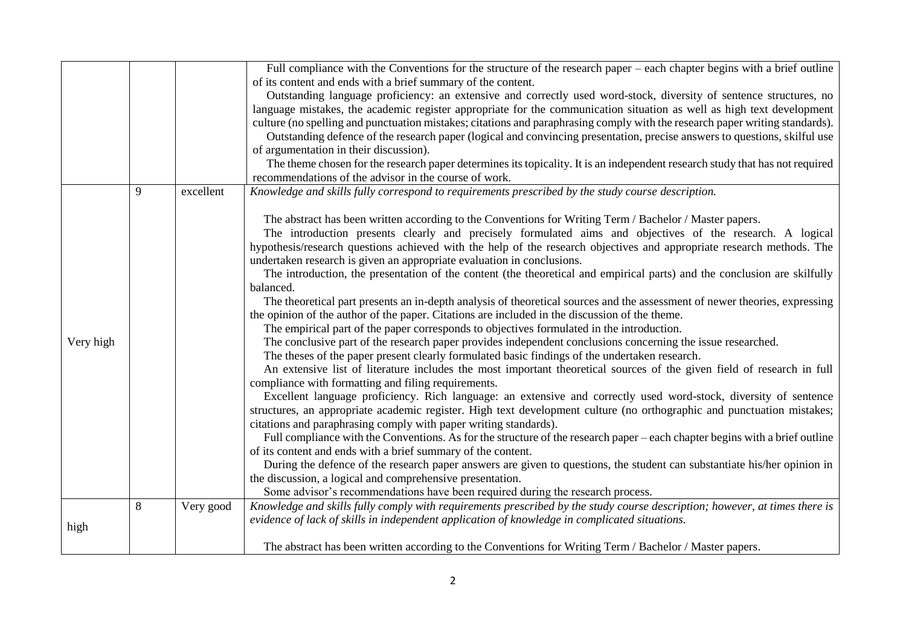| | | | |
|---|---|---|---|
| | | | Full compliance with the Conventions for the structure of the research paper – each chapter begins with a brief outline of its content and ends with a brief summary of the content.<br>Outstanding language proficiency: an extensive and correctly used word-stock, diversity of sentence structures, no language mistakes, the academic register appropriate for the communication situation as well as high text development culture (no spelling and punctuation mistakes; citations and paraphrasing comply with the research paper writing standards).<br>Outstanding defence of the research paper (logical and convincing presentation, precise answers to questions, skilful use of argumentation in their discussion).<br>The theme chosen for the research paper determines its topicality. It is an independent research study that has not required recommendations of the advisor in the course of work. |
| Very high | 9 | excellent | *Knowledge and skills fully correspond to requirements prescribed by the study course description.*<br><br>The abstract has been written according to the Conventions for Writing Term / Bachelor / Master papers.<br>The introduction presents clearly and precisely formulated aims and objectives of the research. A logical hypothesis/research questions achieved with the help of the research objectives and appropriate research methods. The undertaken research is given an appropriate evaluation in conclusions.<br>The introduction, the presentation of the content (the theoretical and empirical parts) and the conclusion are skilfully balanced.<br>The theoretical part presents an in-depth analysis of theoretical sources and the assessment of newer theories, expressing the opinion of the author of the paper. Citations are included in the discussion of the theme.<br>The empirical part of the paper corresponds to objectives formulated in the introduction.<br>The conclusive part of the research paper provides independent conclusions concerning the issue researched.<br>The theses of the paper present clearly formulated basic findings of the undertaken research.<br>An extensive list of literature includes the most important theoretical sources of the given field of research in full compliance with formatting and filing requirements.<br>Excellent language proficiency. Rich language: an extensive and correctly used word-stock, diversity of sentence structures, an appropriate academic register. High text development culture (no orthographic and punctuation mistakes; citations and paraphrasing comply with paper writing standards).<br>Full compliance with the Conventions. As for the structure of the research paper – each chapter begins with a brief outline of its content and ends with a brief summary of the content.<br>During the defence of the research paper answers are given to questions, the student can substantiate his/her opinion in the discussion, a logical and comprehensive presentation.<br>Some advisor's recommendations have been required during the research process. |
| high | 8 | Very good | *Knowledge and skills fully comply with requirements prescribed by the study course description; however, at times there is evidence of lack of skills in independent application of knowledge in complicated situations.*<br><br>The abstract has been written according to the Conventions for Writing Term / Bachelor / Master papers. |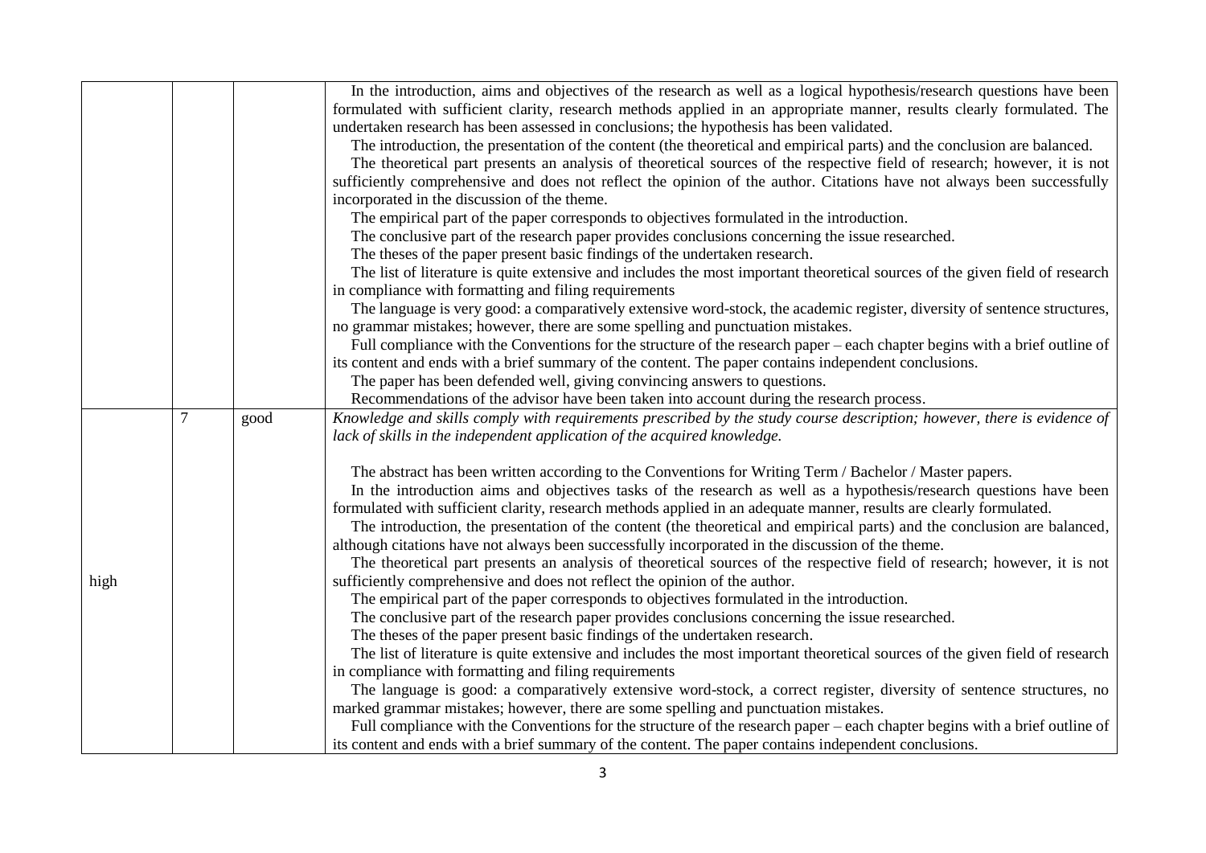| | | | |
|---|---|---|---|
| | | | In the introduction, aims and objectives of the research as well as a logical hypothesis/research questions have been formulated with sufficient clarity, research methods applied in an appropriate manner, results clearly formulated. The undertaken research has been assessed in conclusions; the hypothesis has been validated.<br>The introduction, the presentation of the content (the theoretical and empirical parts) and the conclusion are balanced.<br>The theoretical part presents an analysis of theoretical sources of the respective field of research; however, it is not sufficiently comprehensive and does not reflect the opinion of the author. Citations have not always been successfully incorporated in the discussion of the theme.<br>The empirical part of the paper corresponds to objectives formulated in the introduction.<br>The conclusive part of the research paper provides conclusions concerning the issue researched.<br>The theses of the paper present basic findings of the undertaken research.<br>The list of literature is quite extensive and includes the most important theoretical sources of the given field of research in compliance with formatting and filing requirements<br>The language is very good: a comparatively extensive word-stock, the academic register, diversity of sentence structures, no grammar mistakes; however, there are some spelling and punctuation mistakes.<br>Full compliance with the Conventions for the structure of the research paper – each chapter begins with a brief outline of its content and ends with a brief summary of the content. The paper contains independent conclusions.<br>The paper has been defended well, giving convincing answers to questions.<br>Recommendations of the advisor have been taken into account during the research process. |
| high | 7 | good | *Knowledge and skills comply with requirements prescribed by the study course description; however, there is evidence of lack of skills in the independent application of the acquired knowledge.*<br><br>The abstract has been written according to the Conventions for Writing Term / Bachelor / Master papers.<br>In the introduction aims and objectives tasks of the research as well as a hypothesis/research questions have been formulated with sufficient clarity, research methods applied in an adequate manner, results are clearly formulated.<br>The introduction, the presentation of the content (the theoretical and empirical parts) and the conclusion are balanced, although citations have not always been successfully incorporated in the discussion of the theme.<br>The theoretical part presents an analysis of theoretical sources of the respective field of research; however, it is not sufficiently comprehensive and does not reflect the opinion of the author.<br>The empirical part of the paper corresponds to objectives formulated in the introduction.<br>The conclusive part of the research paper provides conclusions concerning the issue researched.<br>The theses of the paper present basic findings of the undertaken research.<br>The list of literature is quite extensive and includes the most important theoretical sources of the given field of research in compliance with formatting and filing requirements<br>The language is good: a comparatively extensive word-stock, a correct register, diversity of sentence structures, no marked grammar mistakes; however, there are some spelling and punctuation mistakes.<br>Full compliance with the Conventions for the structure of the research paper – each chapter begins with a brief outline of its content and ends with a brief summary of the content. The paper contains independent conclusions. |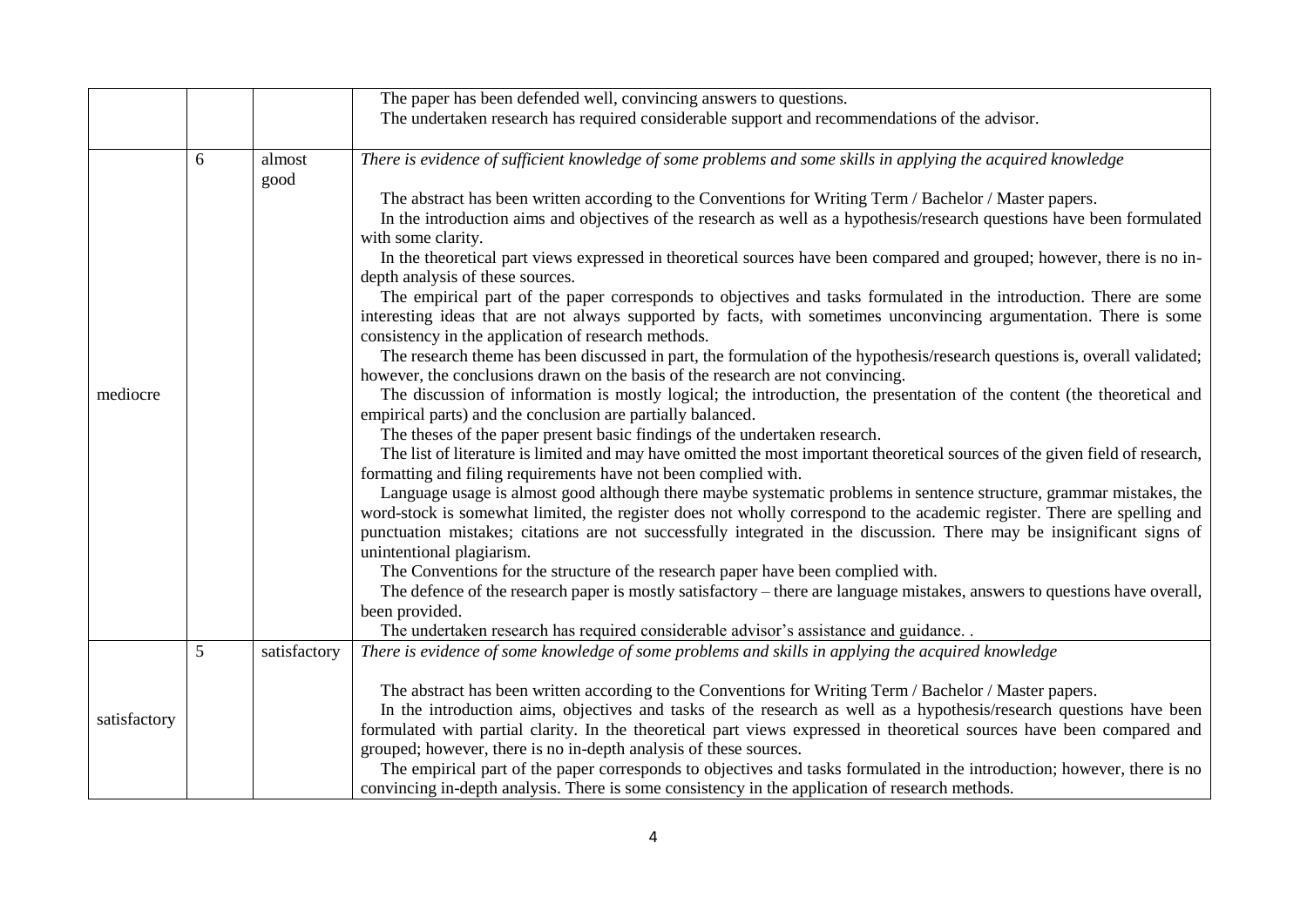| | | | |
|---|---|---|---|
| | | | The paper has been defended well, convincing answers to questions.<br>The undertaken research has required considerable support and recommendations of the advisor. |
| mediocre | 6 | almost good | *There is evidence of sufficient knowledge of some problems and some skills in applying the acquired knowledge*<br><br>The abstract has been written according to the Conventions for Writing Term / Bachelor / Master papers.<br>In the introduction aims and objectives of the research as well as a hypothesis/research questions have been formulated with some clarity.<br>In the theoretical part views expressed in theoretical sources have been compared and grouped; however, there is no in-depth analysis of these sources.<br>The empirical part of the paper corresponds to objectives and tasks formulated in the introduction. There are some interesting ideas that are not always supported by facts, with sometimes unconvincing argumentation. There is some consistency in the application of research methods.<br>The research theme has been discussed in part, the formulation of the hypothesis/research questions is, overall validated; however, the conclusions drawn on the basis of the research are not convincing.<br>The discussion of information is mostly logical; the introduction, the presentation of the content (the theoretical and empirical parts) and the conclusion are partially balanced.<br>The theses of the paper present basic findings of the undertaken research.<br>The list of literature is limited and may have omitted the most important theoretical sources of the given field of research, formatting and filing requirements have not been complied with.<br>Language usage is almost good although there maybe systematic problems in sentence structure, grammar mistakes, the word-stock is somewhat limited, the register does not wholly correspond to the academic register. There are spelling and punctuation mistakes; citations are not successfully integrated in the discussion. There may be insignificant signs of unintentional plagiarism.<br>The Conventions for the structure of the research paper have been complied with.<br>The defence of the research paper is mostly satisfactory – there are language mistakes, answers to questions have overall, been provided.<br>The undertaken research has required considerable advisor's assistance and guidance. . |
| satisfactory | 5 | satisfactory | *There is evidence of some knowledge of some problems and skills in applying the acquired knowledge*<br><br>The abstract has been written according to the Conventions for Writing Term / Bachelor / Master papers.<br>In the introduction aims, objectives and tasks of the research as well as a hypothesis/research questions have been formulated with partial clarity. In the theoretical part views expressed in theoretical sources have been compared and grouped; however, there is no in-depth analysis of these sources.<br>The empirical part of the paper corresponds to objectives and tasks formulated in the introduction; however, there is no convincing in-depth analysis. There is some consistency in the application of research methods. |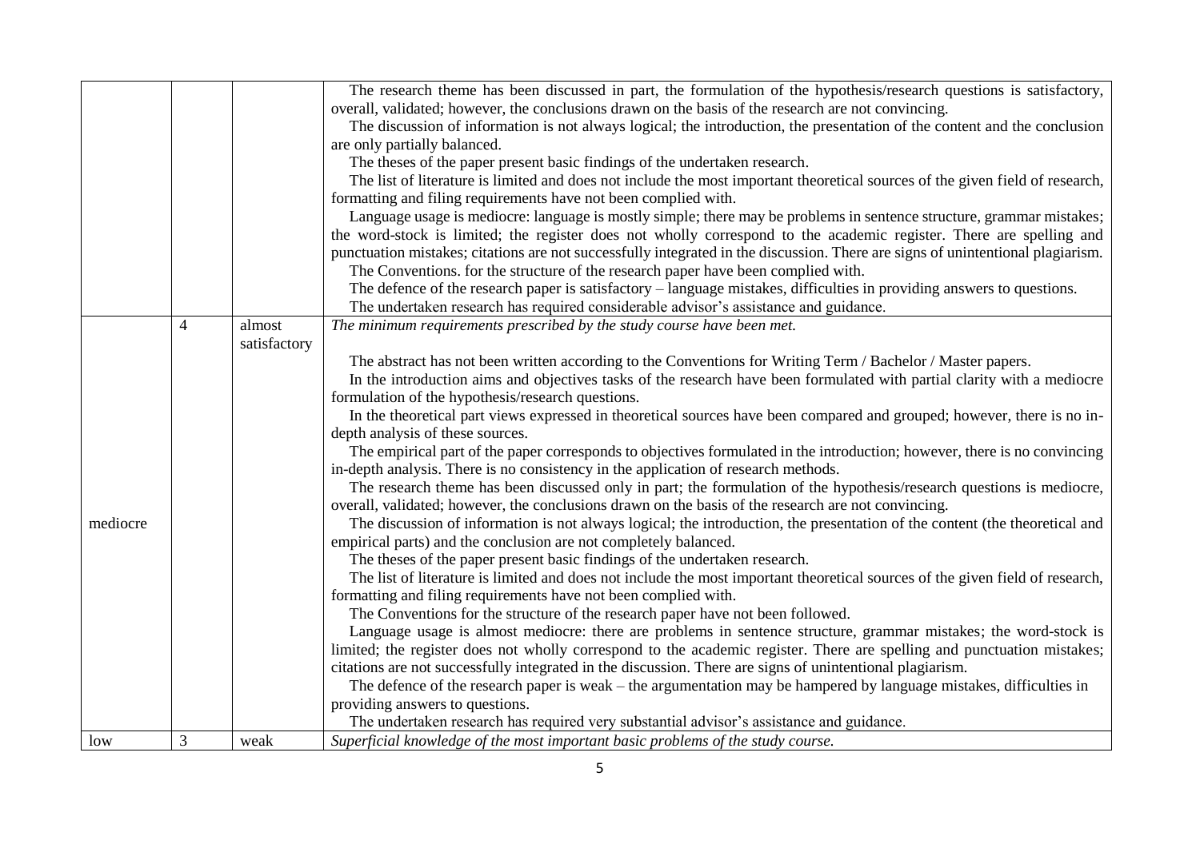| | | | |
|---|---|---|---|
| | | | The research theme has been discussed in part, the formulation of the hypothesis/research questions is satisfactory, overall, validated; however, the conclusions drawn on the basis of the research are not convincing.<br>The discussion of information is not always logical; the introduction, the presentation of the content and the conclusion are only partially balanced.<br>The theses of the paper present basic findings of the undertaken research.<br>The list of literature is limited and does not include the most important theoretical sources of the given field of research, formatting and filing requirements have not been complied with.<br>Language usage is mediocre: language is mostly simple; there may be problems in sentence structure, grammar mistakes; the word-stock is limited; the register does not wholly correspond to the academic register. There are spelling and punctuation mistakes; citations are not successfully integrated in the discussion. There are signs of unintentional plagiarism.<br>The Conventions. for the structure of the research paper have been complied with.<br>The defence of the research paper is satisfactory – language mistakes, difficulties in providing answers to questions.<br>The undertaken research has required considerable advisor's assistance and guidance. |
| mediocre | 4 | almost satisfactory | *The minimum requirements prescribed by the study course have been met.*<br><br>The abstract has not been written according to the Conventions for Writing Term / Bachelor / Master papers.<br>In the introduction aims and objectives tasks of the research have been formulated with partial clarity with a mediocre formulation of the hypothesis/research questions.<br>In the theoretical part views expressed in theoretical sources have been compared and grouped; however, there is no in-depth analysis of these sources.<br>The empirical part of the paper corresponds to objectives formulated in the introduction; however, there is no convincing in-depth analysis. There is no consistency in the application of research methods.<br>The research theme has been discussed only in part; the formulation of the hypothesis/research questions is mediocre, overall, validated; however, the conclusions drawn on the basis of the research are not convincing.<br>The discussion of information is not always logical; the introduction, the presentation of the content (the theoretical and empirical parts) and the conclusion are not completely balanced.<br>The theses of the paper present basic findings of the undertaken research.<br>The list of literature is limited and does not include the most important theoretical sources of the given field of research, formatting and filing requirements have not been complied with.<br>The Conventions for the structure of the research paper have not been followed.<br>Language usage is almost mediocre: there are problems in sentence structure, grammar mistakes; the word-stock is limited; the register does not wholly correspond to the academic register. There are spelling and punctuation mistakes; citations are not successfully integrated in the discussion. There are signs of unintentional plagiarism.<br>The defence of the research paper is weak – the argumentation may be hampered by language mistakes, difficulties in providing answers to questions.<br>The undertaken research has required very substantial advisor's assistance and guidance. |
| low | 3 | weak | *Superficial knowledge of the most important basic problems of the study course.* |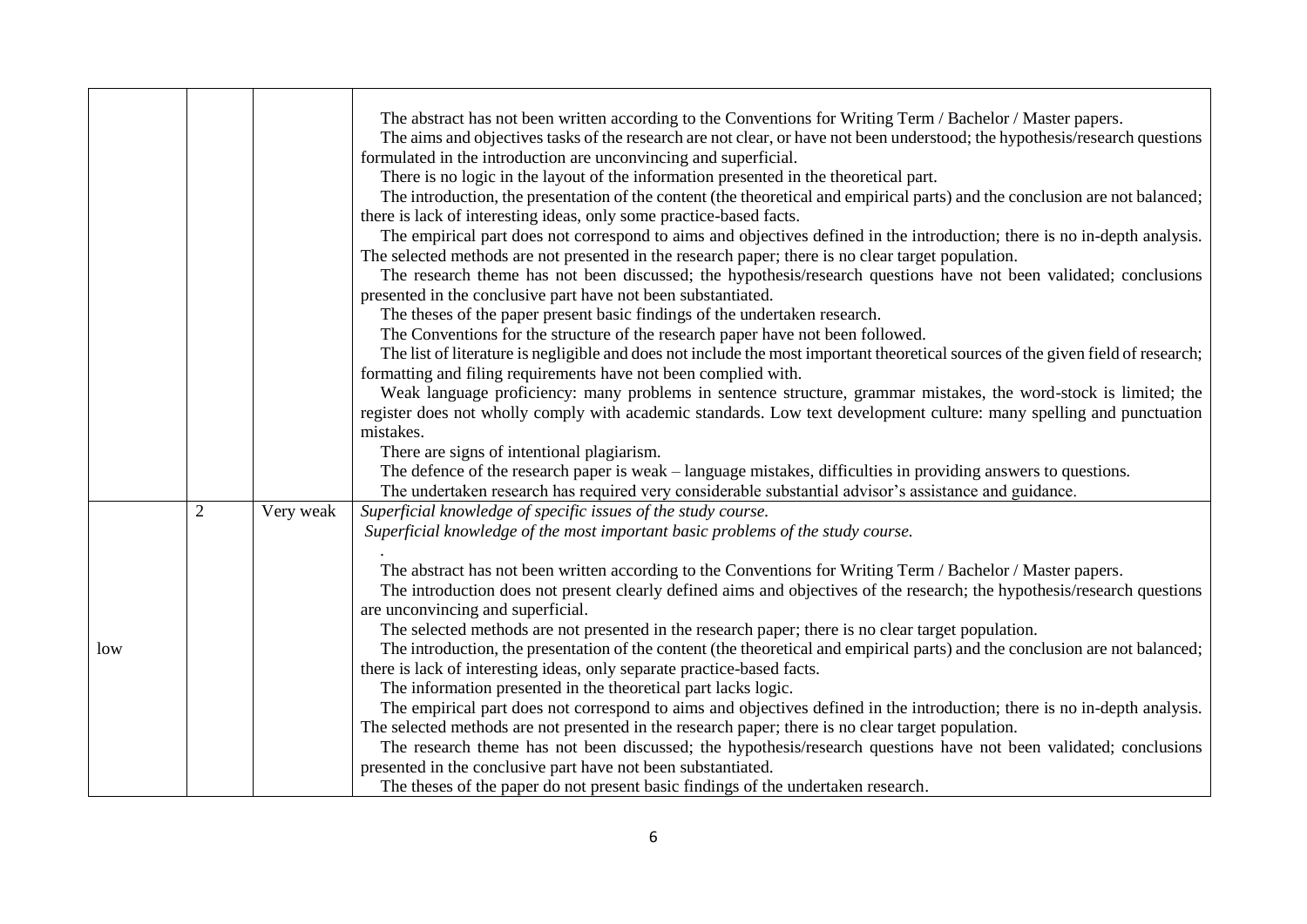| | | | |
|---|---|---|---|
| | | | The abstract has not been written according to the Conventions for Writing Term / Bachelor / Master papers.<br>The aims and objectives tasks of the research are not clear, or have not been understood; the hypothesis/research questions formulated in the introduction are unconvincing and superficial.<br>There is no logic in the layout of the information presented in the theoretical part.<br>The introduction, the presentation of the content (the theoretical and empirical parts) and the conclusion are not balanced; there is lack of interesting ideas, only some practice-based facts.<br>The empirical part does not correspond to aims and objectives defined in the introduction; there is no in-depth analysis. The selected methods are not presented in the research paper; there is no clear target population.<br>The research theme has not been discussed; the hypothesis/research questions have not been validated; conclusions presented in the conclusive part have not been substantiated.<br>The theses of the paper present basic findings of the undertaken research.<br>The Conventions for the structure of the research paper have not been followed.<br>The list of literature is negligible and does not include the most important theoretical sources of the given field of research; formatting and filing requirements have not been complied with.<br>Weak language proficiency: many problems in sentence structure, grammar mistakes, the word-stock is limited; the register does not wholly comply with academic standards. Low text development culture: many spelling and punctuation mistakes.<br>There are signs of intentional plagiarism.<br>The defence of the research paper is weak – language mistakes, difficulties in providing answers to questions.<br>The undertaken research has required very considerable substantial advisor's assistance and guidance. |
| low | 2 | Very weak | *Superficial knowledge of specific issues of the study course.*<br>*Superficial knowledge of the most important basic problems of the study course.*<br>.<br>The abstract has not been written according to the Conventions for Writing Term / Bachelor / Master papers.<br>The introduction does not present clearly defined aims and objectives of the research; the hypothesis/research questions are unconvincing and superficial.<br>The selected methods are not presented in the research paper; there is no clear target population.<br>The introduction, the presentation of the content (the theoretical and empirical parts) and the conclusion are not balanced; there is lack of interesting ideas, only separate practice-based facts.<br>The information presented in the theoretical part lacks logic.<br>The empirical part does not correspond to aims and objectives defined in the introduction; there is no in-depth analysis. The selected methods are not presented in the research paper; there is no clear target population.<br>The research theme has not been discussed; the hypothesis/research questions have not been validated; conclusions presented in the conclusive part have not been substantiated.<br>The theses of the paper do not present basic findings of the undertaken research. |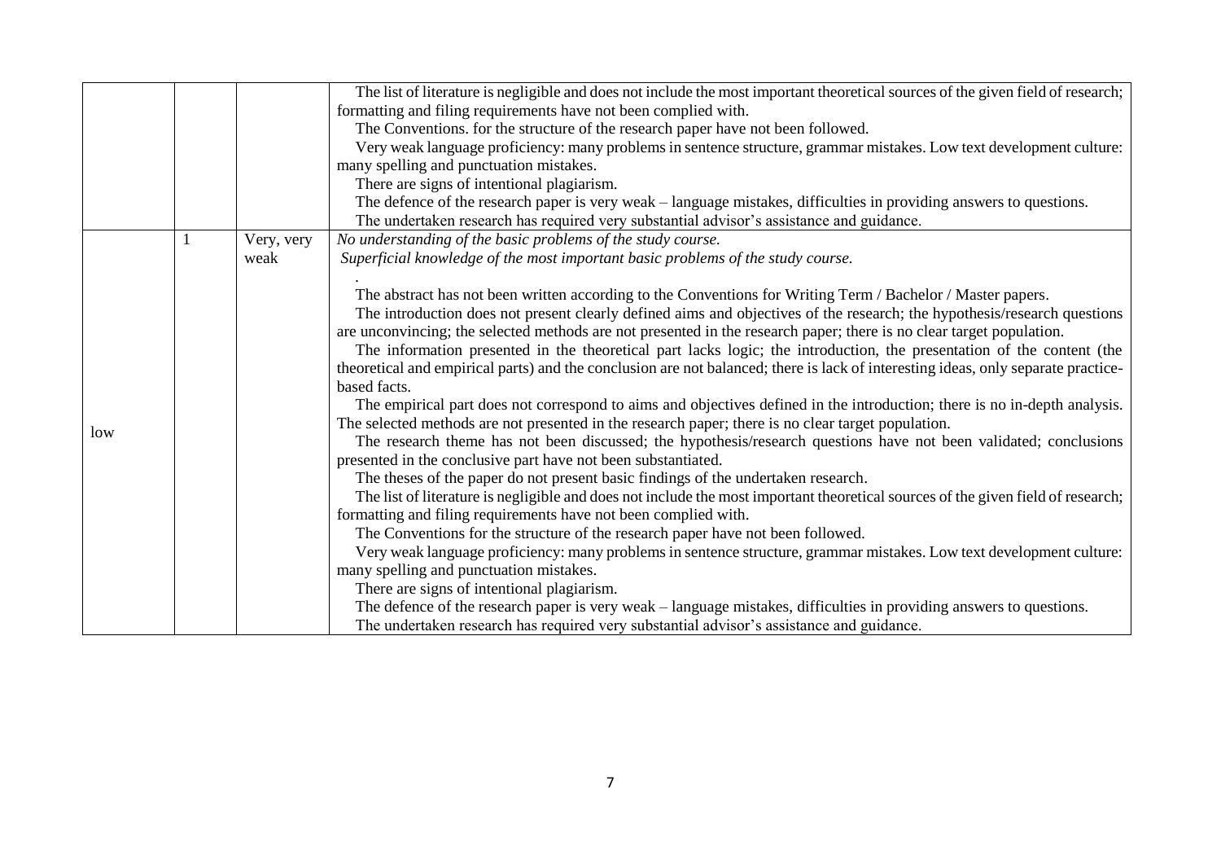| | | | |
|---|---|---|---|
| | | | The list of literature is negligible and does not include the most important theoretical sources of the given field of research; formatting and filing requirements have not been complied with.<br>The Conventions. for the structure of the research paper have not been followed.<br>Very weak language proficiency: many problems in sentence structure, grammar mistakes. Low text development culture: many spelling and punctuation mistakes.<br>There are signs of intentional plagiarism.<br>The defence of the research paper is very weak – language mistakes, difficulties in providing answers to questions.<br>The undertaken research has required very substantial advisor's assistance and guidance. |
| low | 1 | Very, very weak | *No understanding of the basic problems of the study course.*<br>*Superficial knowledge of the most important basic problems of the study course.*<br>.<br>The abstract has not been written according to the Conventions for Writing Term / Bachelor / Master papers.<br>The introduction does not present clearly defined aims and objectives of the research; the hypothesis/research questions are unconvincing; the selected methods are not presented in the research paper; there is no clear target population.<br>The information presented in the theoretical part lacks logic; the introduction, the presentation of the content (the theoretical and empirical parts) and the conclusion are not balanced; there is lack of interesting ideas, only separate practice-based facts.<br>The empirical part does not correspond to aims and objectives defined in the introduction; there is no in-depth analysis. The selected methods are not presented in the research paper; there is no clear target population.<br>The research theme has not been discussed; the hypothesis/research questions have not been validated; conclusions presented in the conclusive part have not been substantiated.<br>The theses of the paper do not present basic findings of the undertaken research.<br>The list of literature is negligible and does not include the most important theoretical sources of the given field of research; formatting and filing requirements have not been complied with.<br>The Conventions for the structure of the research paper have not been followed.<br>Very weak language proficiency: many problems in sentence structure, grammar mistakes. Low text development culture: many spelling and punctuation mistakes.<br>There are signs of intentional plagiarism.<br>The defence of the research paper is very weak – language mistakes, difficulties in providing answers to questions.<br>The undertaken research has required very substantial advisor's assistance and guidance. |